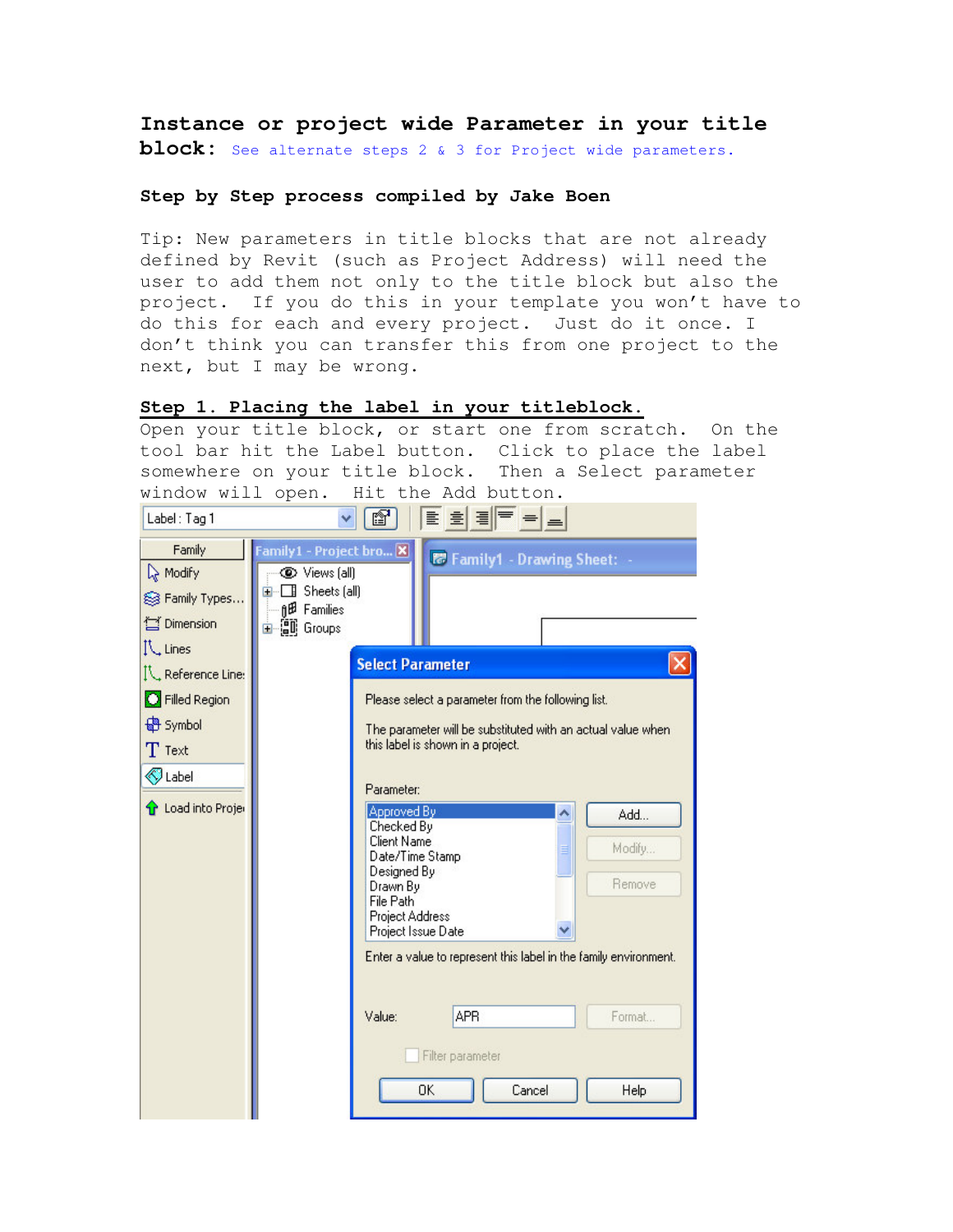# Instance or project wide Parameter in your title block: See alternate steps 2 & 3 for Project wide parameters.

## Step by Step process compiled by Jake Boen

Tip: New parameters in title blocks that are not already defined by Revit (such as Project Address) will need the user to add them not only to the title block but also the project. If you do this in your template you won't have to do this for each and every project. Just do it once. I don't think you can transfer this from one project to the next, but I may be wrong.

## Step 1. Placing the label in your titleblock.

Open your title block, or start one from scratch. On the tool bar hit the Label button. Click to place the label somewhere on your title block. Then a Select parameter window will open. Hit the Add button.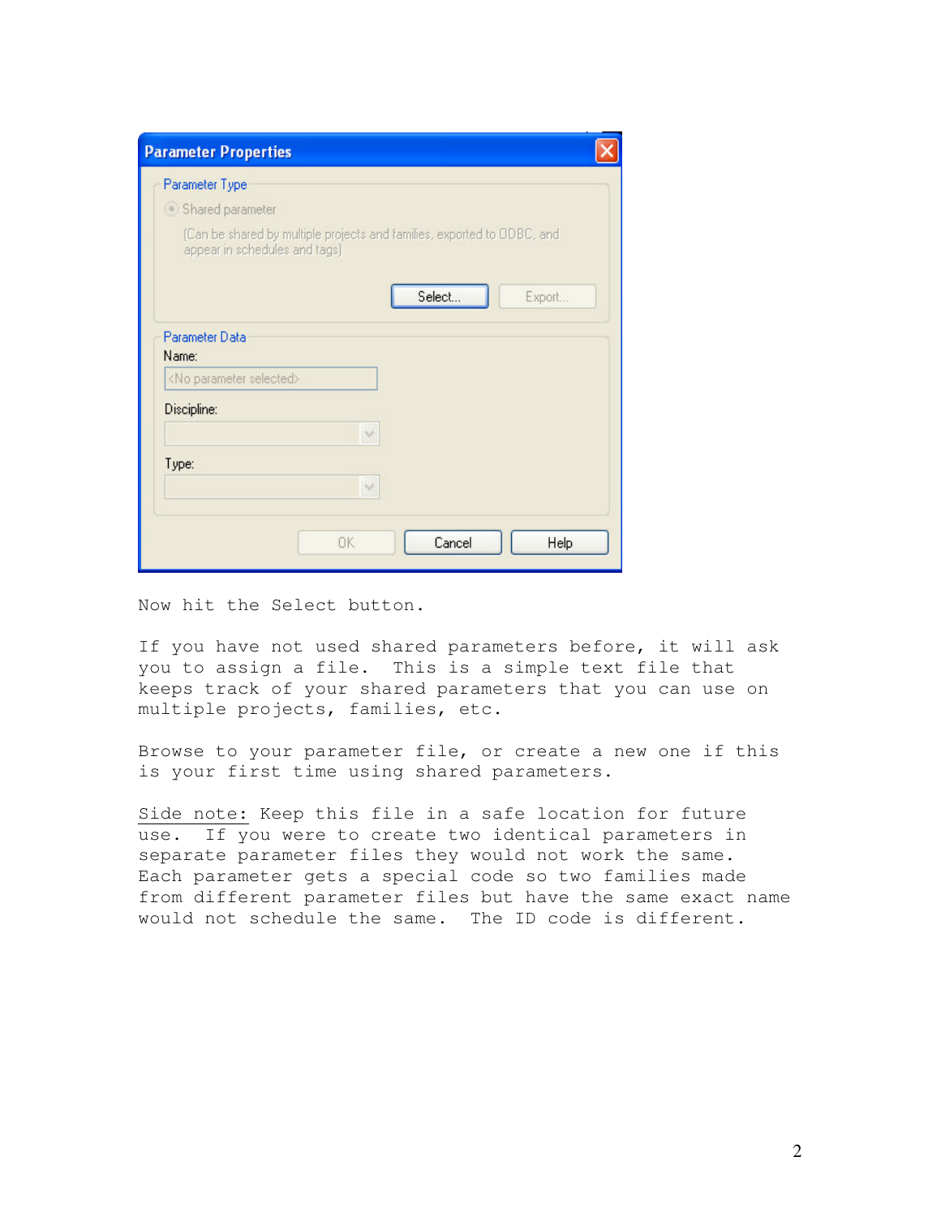Now hit the Select button.

If you have not used shared parameters before, it will ask you to assign a file. This is a simple text file that keeps track of your shared parameters that you can use on multiple projects, families, etc.

Browse to your parameter file, or create a new one if this is your first time using shared parameters.

<u>Side note:</u> Keep this file in a safe location for future use. If you were to create two identical parameters in separate parameter files they would not work the same. Each parameter gets a special code so two families made from different parameter files but have the same exact name would not schedule the same. The ID code is different.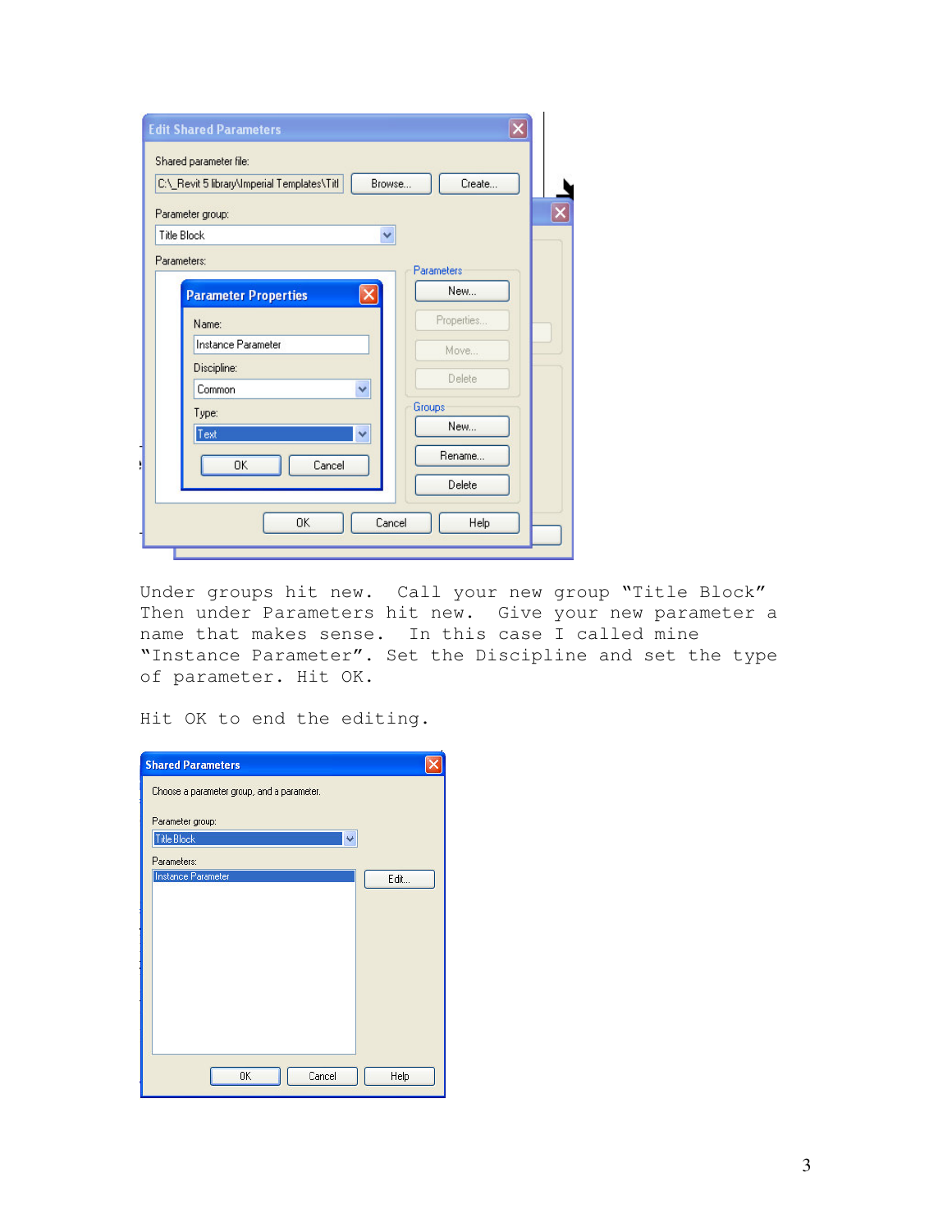Under groups hit new. Call your new group "Title Block" Then under Parameters hit new. Give your new parameter a name that makes sense. In this case I called mine "Instance Parameter". Set the Discipline and set the type of parameter. Hit OK.

Hit OK to end the editing.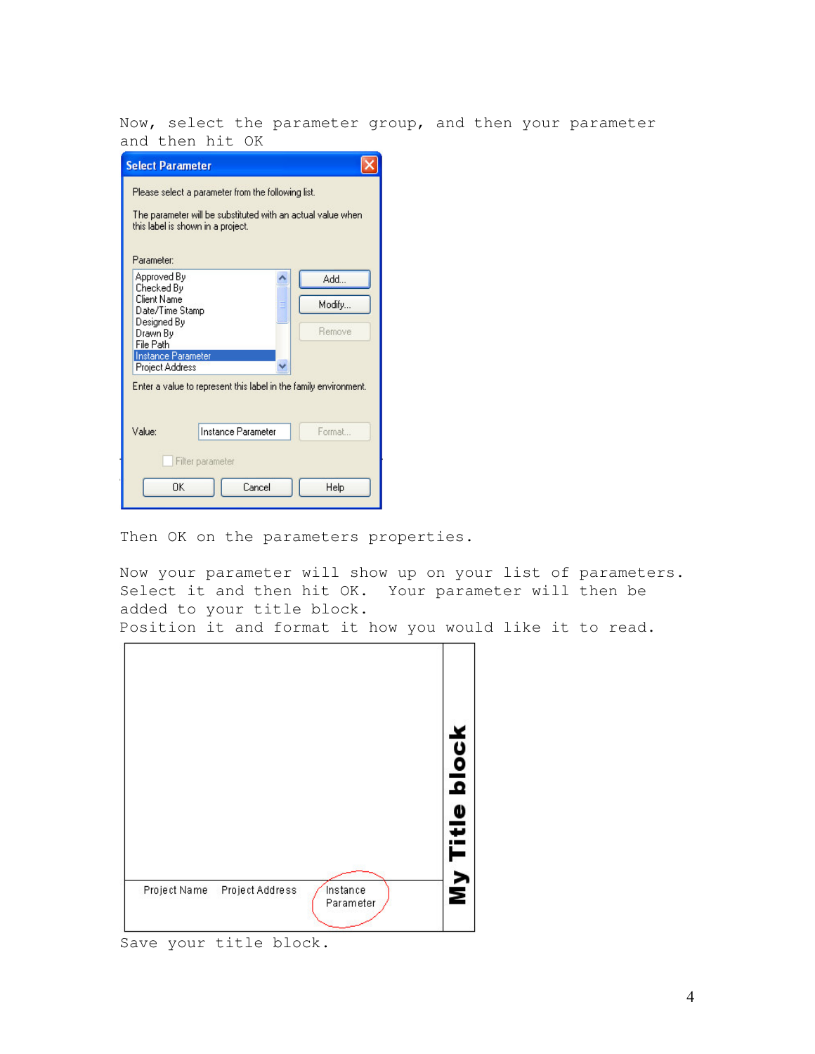Now, select the parameter group, and then your parameter and then hit OK

Then OK on the parameters properties.

Now your parameter will show up on your list of parameters. Select it and then hit OK. Your parameter will then be added to your title block.
Position it and format it how you would like it to read.

Save your title block.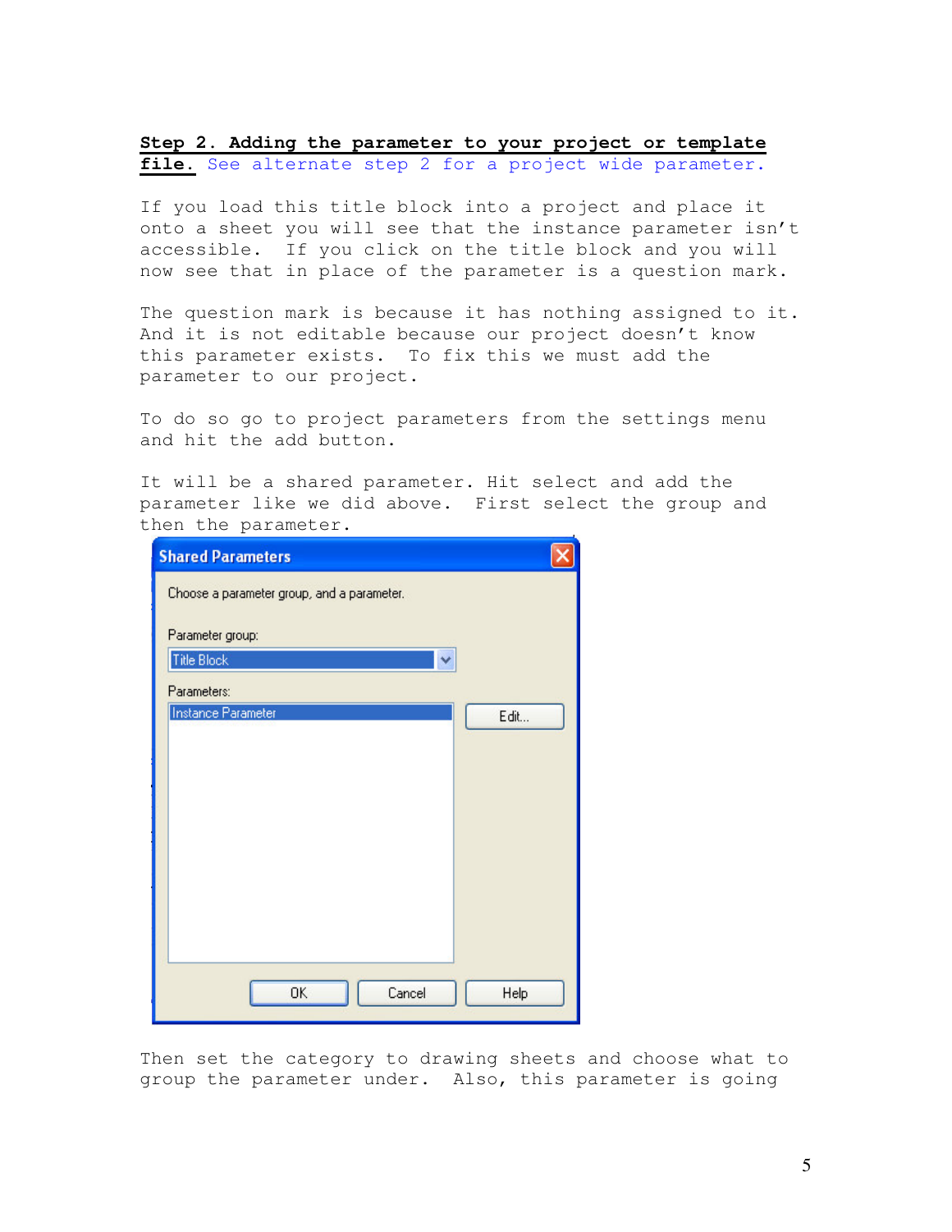**Step 2. Adding the parameter to your project or template file.** See alternate step 2 for a project wide parameter.

If you load this title block into a project and place it onto a sheet you will see that the instance parameter isn't accessible. If you click on the title block and you will now see that in place of the parameter is a question mark.

The question mark is because it has nothing assigned to it. And it is not editable because our project doesn't know this parameter exists. To fix this we must add the parameter to our project.

To do so go to project parameters from the settings menu and hit the add button.

It will be a shared parameter. Hit select and add the parameter like we did above. First select the group and then the parameter.

Shared Parameters

Choose a parameter group, and a parameter.

Parameter group:

Title Block

Parameters:

Instance Parameter

Edit...

OK Cancel Help

Then set the category to drawing sheets and choose what to group the parameter under. Also, this parameter is going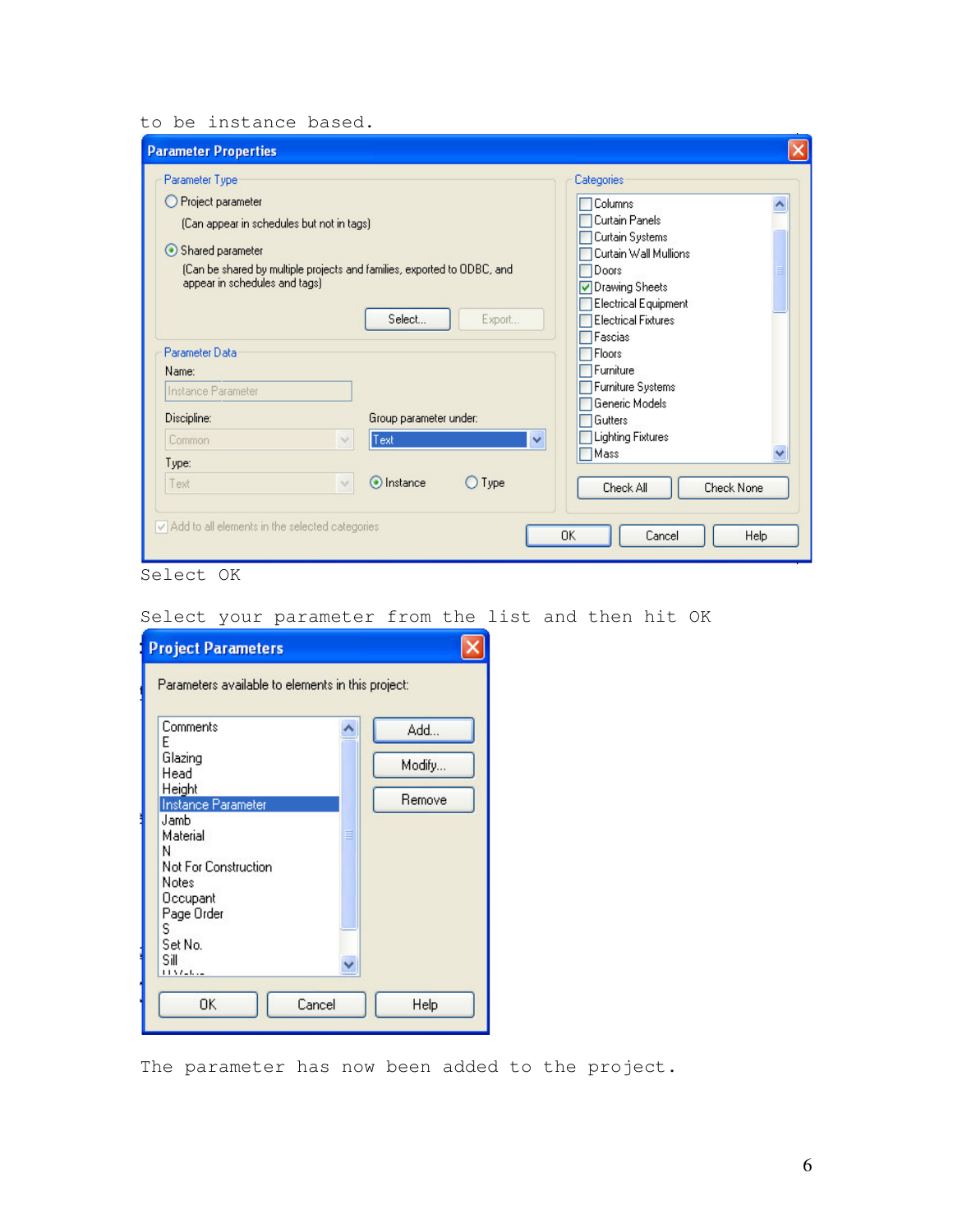to be instance based.

Select OK

Select your parameter from the list and then hit OK

The parameter has now been added to the project.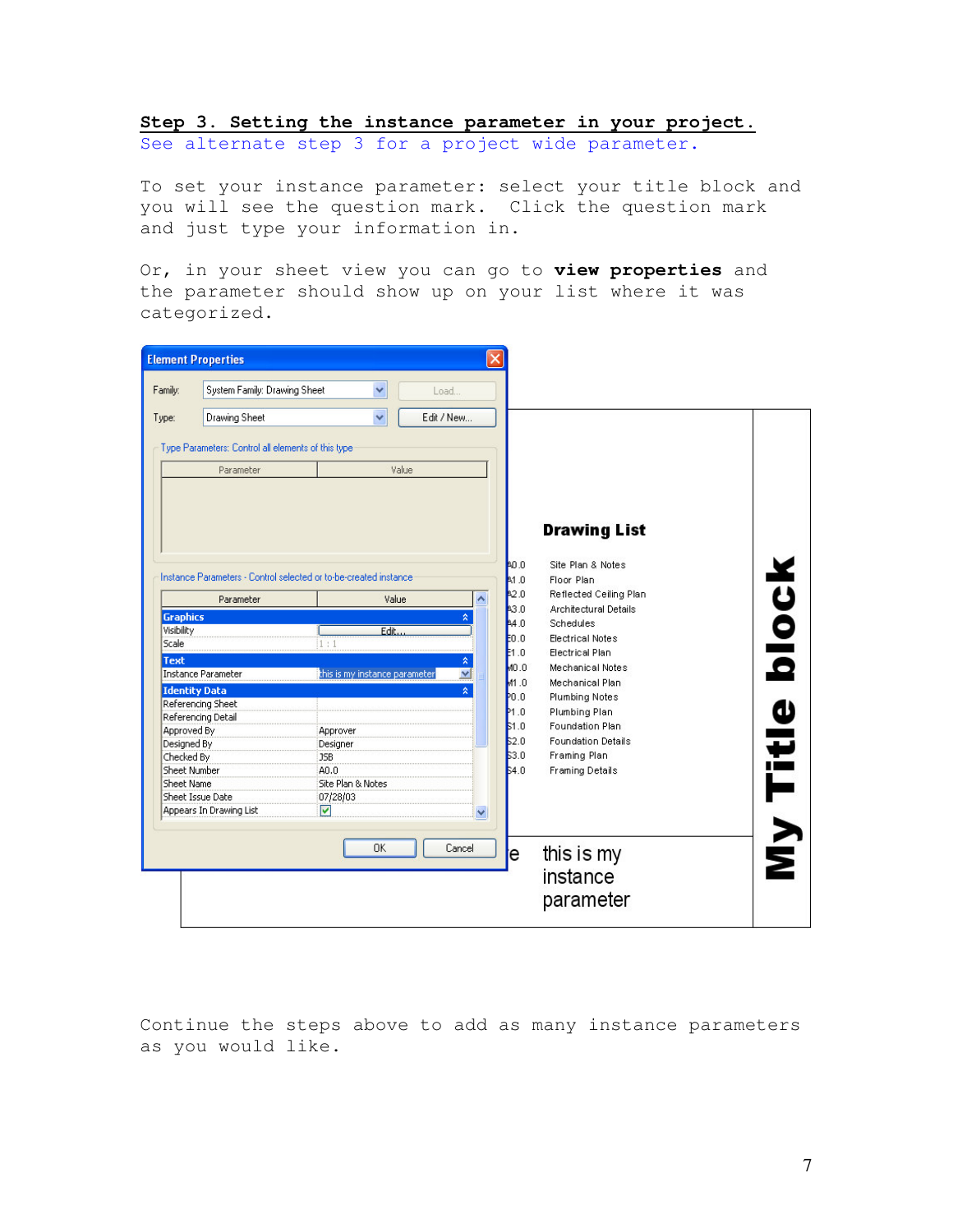## Step 3. Setting the instance parameter in your project.

See alternate step 3 for a project wide parameter.

To set your instance parameter: select your title block and you will see the question mark. Click the question mark and just type your information in.

Or, in your sheet view you can go to **view properties** and the parameter should show up on your list where it was categorized.

Continue the steps above to add as many instance parameters as you would like.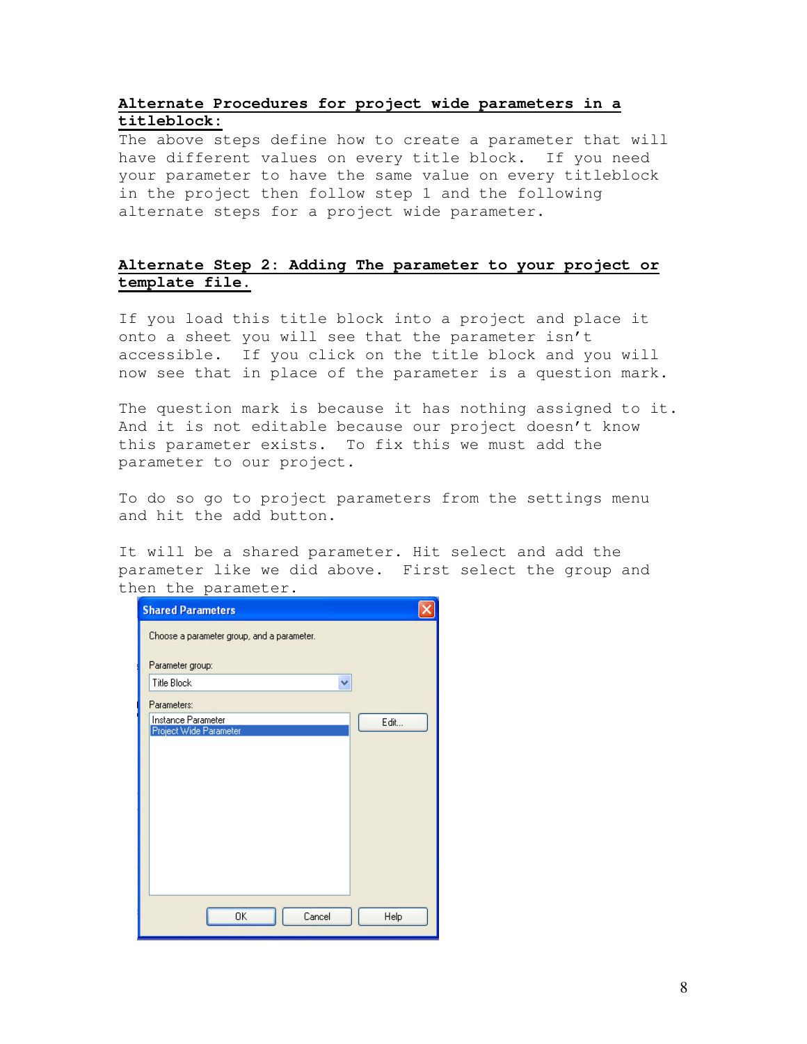**Alternate Procedures for project wide parameters in a titleblock:**

The above steps define how to create a parameter that will have different values on every title block. If you need your parameter to have the same value on every titleblock in the project then follow step 1 and the following alternate steps for a project wide parameter.

**Alternate Step 2: Adding The parameter to your project or template file.**

If you load this title block into a project and place it onto a sheet you will see that the parameter isn't accessible. If you click on the title block and you will now see that in place of the parameter is a question mark.

The question mark is because it has nothing assigned to it. And it is not editable because our project doesn't know this parameter exists. To fix this we must add the parameter to our project.

To do so go to project parameters from the settings menu and hit the add button.

It will be a shared parameter. Hit select and add the parameter like we did above. First select the group and then the parameter.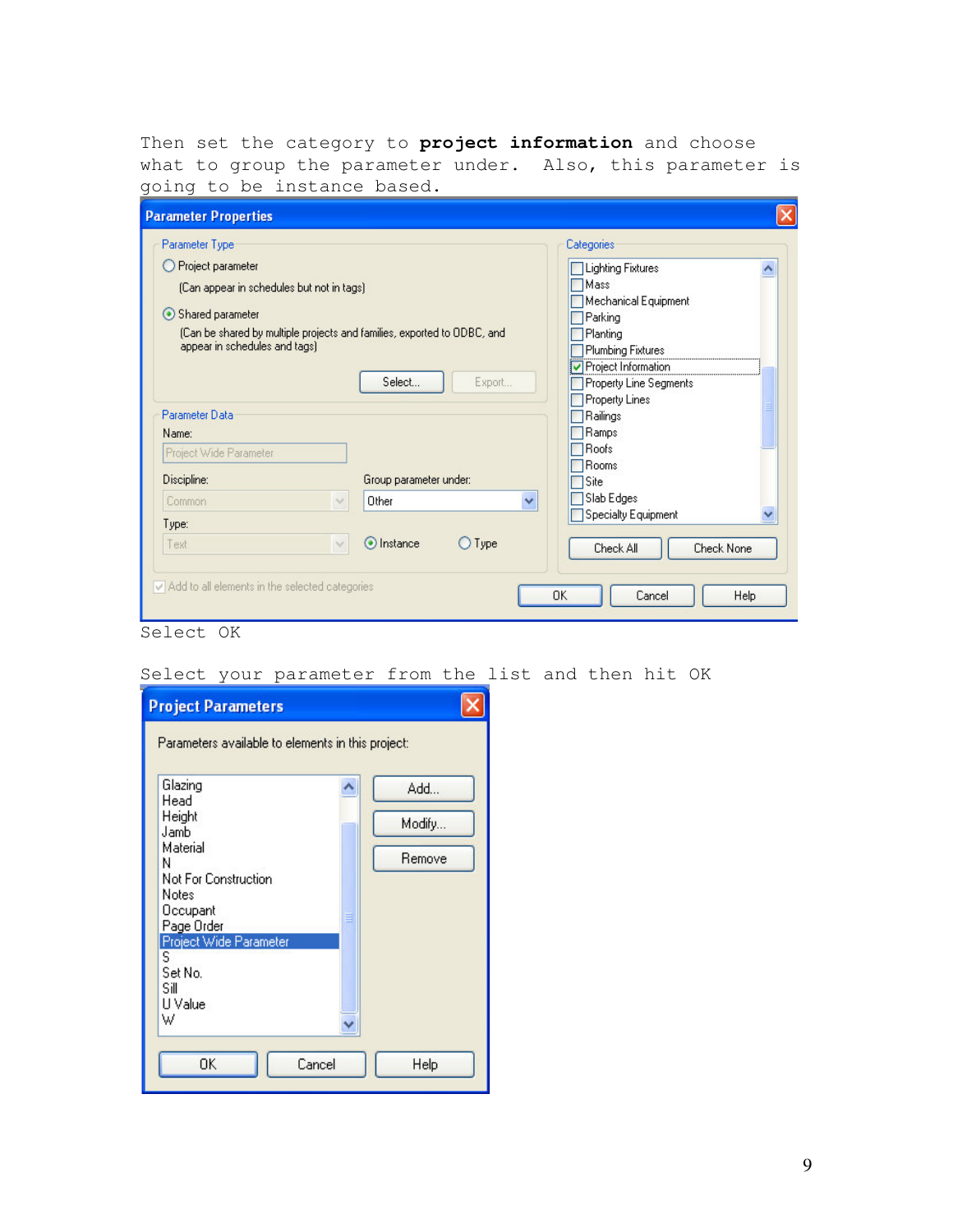Then set the category to **project information** and choose what to group the parameter under. Also, this parameter is going to be instance based.

Select OK

Select your parameter from the list and then hit OK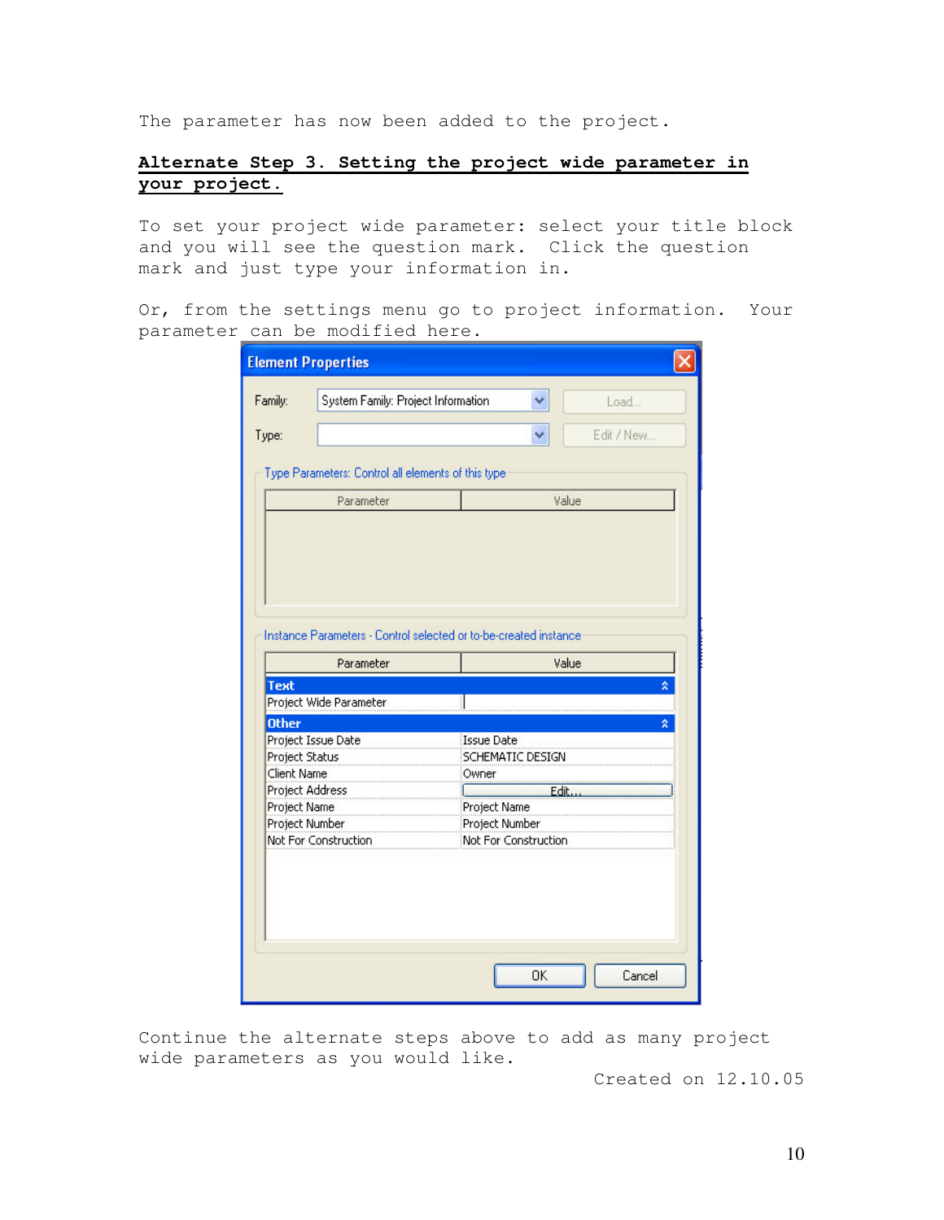The parameter has now been added to the project.

## Alternate Step 3. Setting the project wide parameter in your project.

To set your project wide parameter: select your title block and you will see the question mark. Click the question mark and just type your information in.

Or, from the settings menu go to project information. Your parameter can be modified here.

Element Properties

Family: System Family: Project Information

Type:

Load...

Edit / New...

Type Parameters: Control all elements of this type

| Parameter | Value |
|---|---|

Instance Parameters - Control selected or to-be-created instance

| Parameter | Value |
|---|---|
| **Text** | |
| Project Wide Parameter | |
| **Other** | |
| Project Issue Date | Issue Date |
| Project Status | SCHEMATIC DESIGN |
| Client Name | Owner |
| Project Address | Edit... |
| Project Name | Project Name |
| Project Number | Project Number |
| Not For Construction | Not For Construction |

OK

Cancel

Continue the alternate steps above to add as many project wide parameters as you would like.

Created on 12.10.05